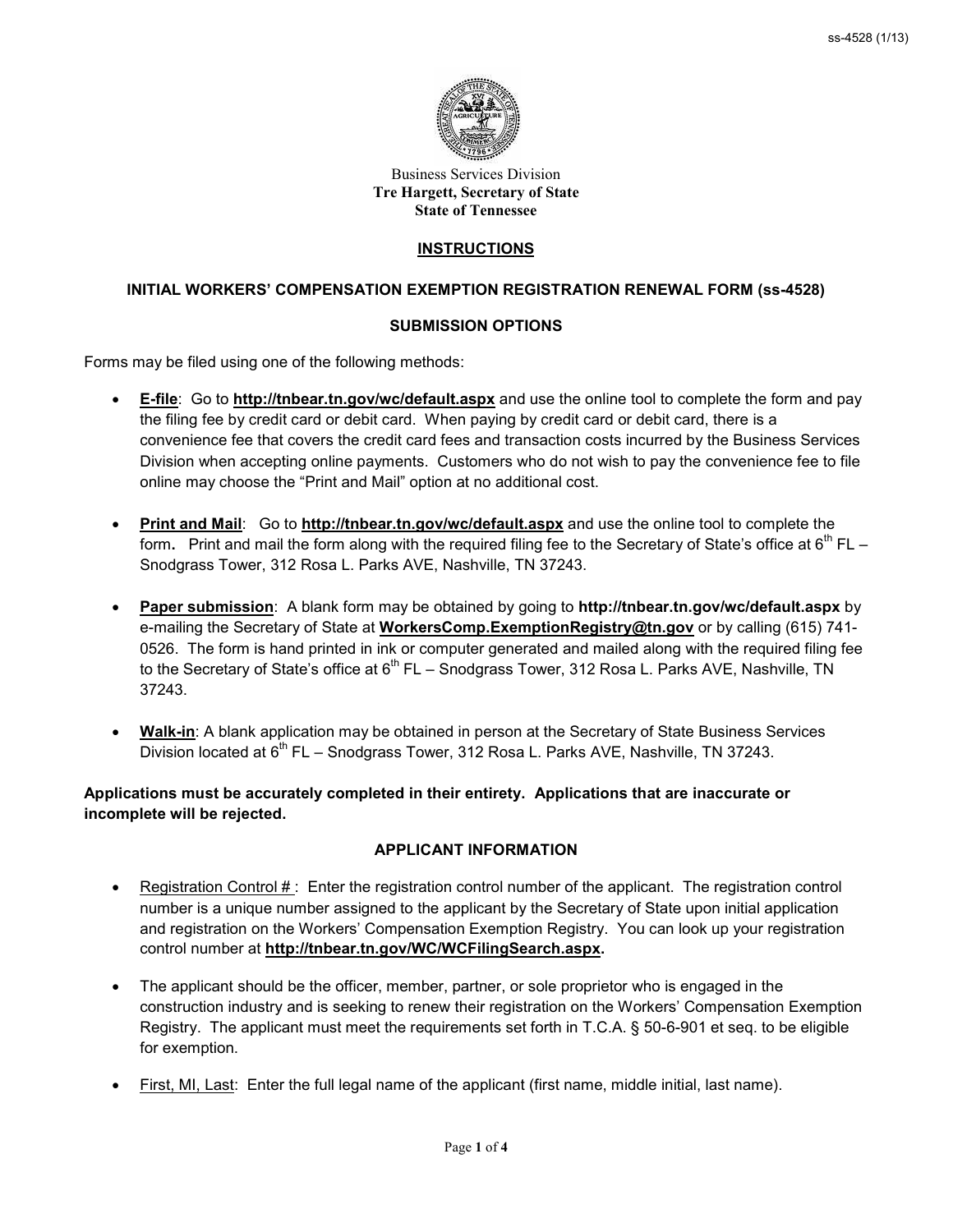Business Services Division
**Tre Hargett, Secretary of State**
**State of Tennessee**

## INSTRUCTIONS

### INITIAL WORKERS' COMPENSATION EXEMPTION REGISTRATION RENEWAL FORM (ss-4528)

### SUBMISSION OPTIONS

Forms may be filed using one of the following methods:

- **E-file**: Go to **http://tnbear.tn.gov/wc/default.aspx** and use the online tool to complete the form and pay the filing fee by credit card or debit card. When paying by credit card or debit card, there is a convenience fee that covers the credit card fees and transaction costs incurred by the Business Services Division when accepting online payments. Customers who do not wish to pay the convenience fee to file online may choose the "Print and Mail" option at no additional cost.

- **Print and Mail**: Go to **http://tnbear.tn.gov/wc/default.aspx** and use the online tool to complete the form**.** Print and mail the form along with the required filing fee to the Secretary of State's office at 6th FL – Snodgrass Tower, 312 Rosa L. Parks AVE, Nashville, TN 37243.

- **Paper submission**: A blank form may be obtained by going to **http://tnbear.tn.gov/wc/default.aspx** by e-mailing the Secretary of State at **WorkersComp.ExemptionRegistry@tn.gov** or by calling (615) 741-0526. The form is hand printed in ink or computer generated and mailed along with the required filing fee to the Secretary of State's office at 6th FL – Snodgrass Tower, 312 Rosa L. Parks AVE, Nashville, TN 37243.

- **Walk-in**: A blank application may be obtained in person at the Secretary of State Business Services Division located at 6th FL – Snodgrass Tower, 312 Rosa L. Parks AVE, Nashville, TN 37243.

**Applications must be accurately completed in their entirety. Applications that are inaccurate or incomplete will be rejected.**

### APPLICANT INFORMATION

- Registration Control # : Enter the registration control number of the applicant. The registration control number is a unique number assigned to the applicant by the Secretary of State upon initial application and registration on the Workers' Compensation Exemption Registry. You can look up your registration control number at **http://tnbear.tn.gov/WC/WCFilingSearch.aspx.**

- The applicant should be the officer, member, partner, or sole proprietor who is engaged in the construction industry and is seeking to renew their registration on the Workers' Compensation Exemption Registry. The applicant must meet the requirements set forth in T.C.A. § 50-6-901 et seq. to be eligible for exemption.

- First, MI, Last: Enter the full legal name of the applicant (first name, middle initial, last name).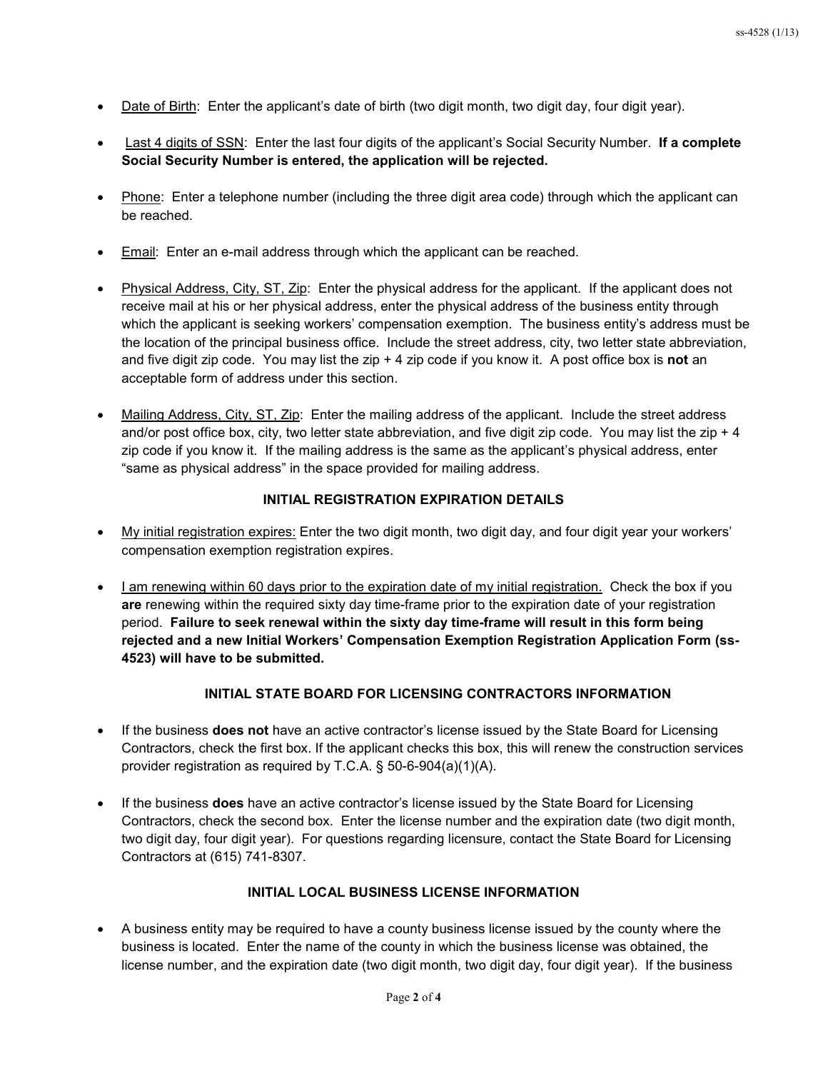- Date of Birth:  Enter the applicant's date of birth (two digit month, two digit day, four digit year).

- Last 4 digits of SSN:  Enter the last four digits of the applicant's Social Security Number.  **If a complete Social Security Number is entered, the application will be rejected.**

- Phone:  Enter a telephone number (including the three digit area code) through which the applicant can be reached.

- Email:  Enter an e-mail address through which the applicant can be reached.

- Physical Address, City, ST, Zip:  Enter the physical address for the applicant.  If the applicant does not receive mail at his or her physical address, enter the physical address of the business entity through which the applicant is seeking workers' compensation exemption.  The business entity's address must be the location of the principal business office.  Include the street address, city, two letter state abbreviation, and five digit zip code.  You may list the zip + 4 zip code if you know it.  A post office box is **not** an acceptable form of address under this section.

- Mailing Address, City, ST, Zip:  Enter the mailing address of the applicant.  Include the street address and/or post office box, city, two letter state abbreviation, and five digit zip code.  You may list the zip + 4 zip code if you know it.  If the mailing address is the same as the applicant's physical address, enter "same as physical address" in the space provided for mailing address.

## INITIAL REGISTRATION EXPIRATION DETAILS

- My initial registration expires: Enter the two digit month, two digit day, and four digit year your workers' compensation exemption registration expires.

- I am renewing within 60 days prior to the expiration date of my initial registration.  Check the box if you **are** renewing within the required sixty day time-frame prior to the expiration date of your registration period.  **Failure to seek renewal within the sixty day time-frame will result in this form being rejected and a new Initial Workers' Compensation Exemption Registration Application Form (ss-4523) will have to be submitted.**

## INITIAL STATE BOARD FOR LICENSING CONTRACTORS INFORMATION

- If the business **does not** have an active contractor's license issued by the State Board for Licensing Contractors, check the first box. If the applicant checks this box, this will renew the construction services provider registration as required by T.C.A. § 50-6-904(a)(1)(A).

- If the business **does** have an active contractor's license issued by the State Board for Licensing Contractors, check the second box.  Enter the license number and the expiration date (two digit month, two digit day, four digit year).  For questions regarding licensure, contact the State Board for Licensing Contractors at (615) 741-8307.

## INITIAL LOCAL BUSINESS LICENSE INFORMATION

- A business entity may be required to have a county business license issued by the county where the business is located.  Enter the name of the county in which the business license was obtained, the license number, and the expiration date (two digit month, two digit day, four digit year).  If the business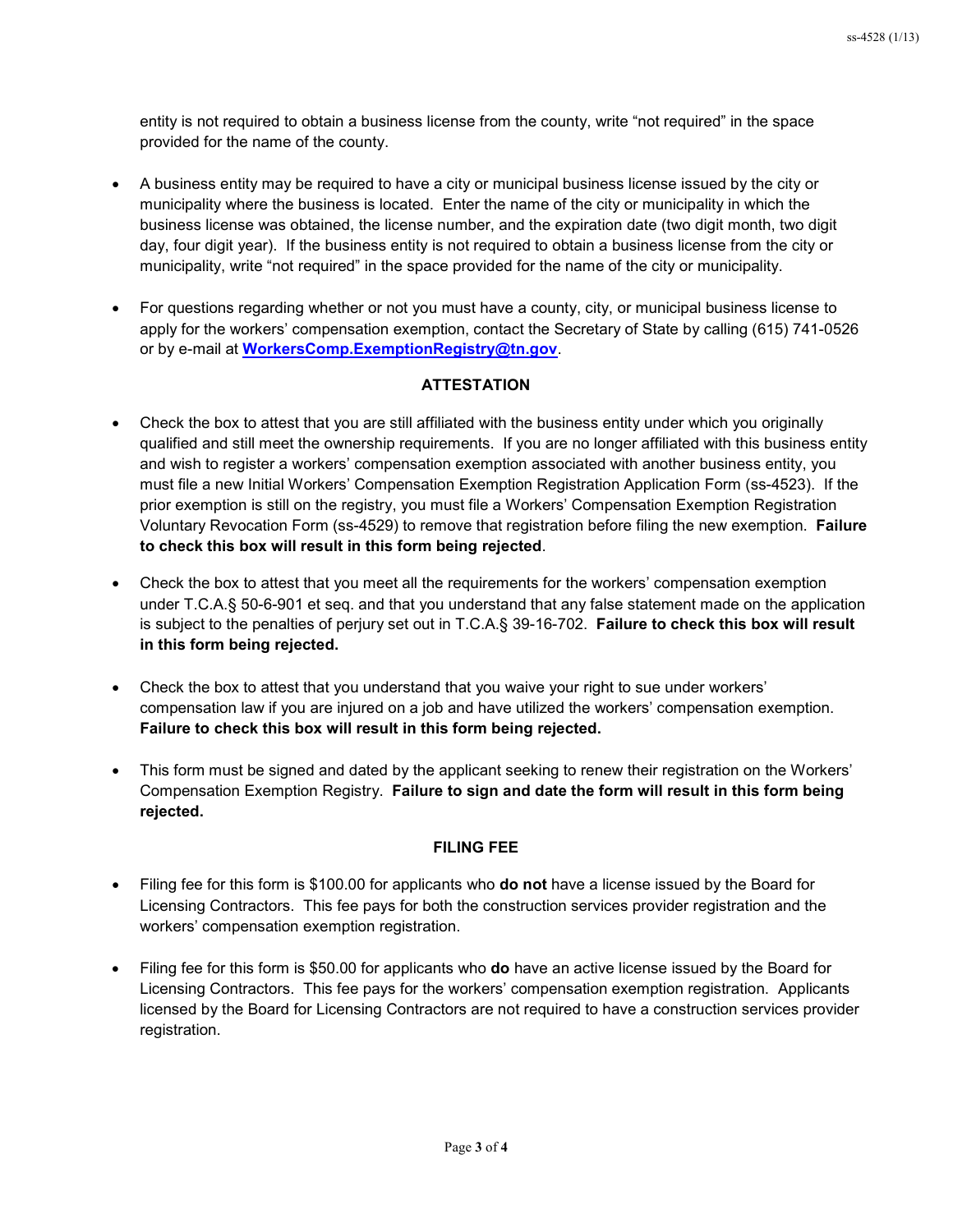entity is not required to obtain a business license from the county, write "not required" in the space provided for the name of the county.

- A business entity may be required to have a city or municipal business license issued by the city or municipality where the business is located. Enter the name of the city or municipality in which the business license was obtained, the license number, and the expiration date (two digit month, two digit day, four digit year). If the business entity is not required to obtain a business license from the city or municipality, write "not required" in the space provided for the name of the city or municipality.

- For questions regarding whether or not you must have a county, city, or municipal business license to apply for the workers' compensation exemption, contact the Secretary of State by calling (615) 741-0526 or by e-mail at **WorkersComp.ExemptionRegistry@tn.gov**.

## ATTESTATION

- Check the box to attest that you are still affiliated with the business entity under which you originally qualified and still meet the ownership requirements. If you are no longer affiliated with this business entity and wish to register a workers' compensation exemption associated with another business entity, you must file a new Initial Workers' Compensation Exemption Registration Application Form (ss-4523). If the prior exemption is still on the registry, you must file a Workers' Compensation Exemption Registration Voluntary Revocation Form (ss-4529) to remove that registration before filing the new exemption. **Failure to check this box will result in this form being rejected**.

- Check the box to attest that you meet all the requirements for the workers' compensation exemption under T.C.A.§ 50-6-901 et seq. and that you understand that any false statement made on the application is subject to the penalties of perjury set out in T.C.A.§ 39-16-702. **Failure to check this box will result in this form being rejected.**

- Check the box to attest that you understand that you waive your right to sue under workers' compensation law if you are injured on a job and have utilized the workers' compensation exemption. **Failure to check this box will result in this form being rejected.**

- This form must be signed and dated by the applicant seeking to renew their registration on the Workers' Compensation Exemption Registry. **Failure to sign and date the form will result in this form being rejected.**

## FILING FEE

- Filing fee for this form is $100.00 for applicants who **do not** have a license issued by the Board for Licensing Contractors. This fee pays for both the construction services provider registration and the workers' compensation exemption registration.

- Filing fee for this form is $50.00 for applicants who **do** have an active license issued by the Board for Licensing Contractors. This fee pays for the workers' compensation exemption registration. Applicants licensed by the Board for Licensing Contractors are not required to have a construction services provider registration.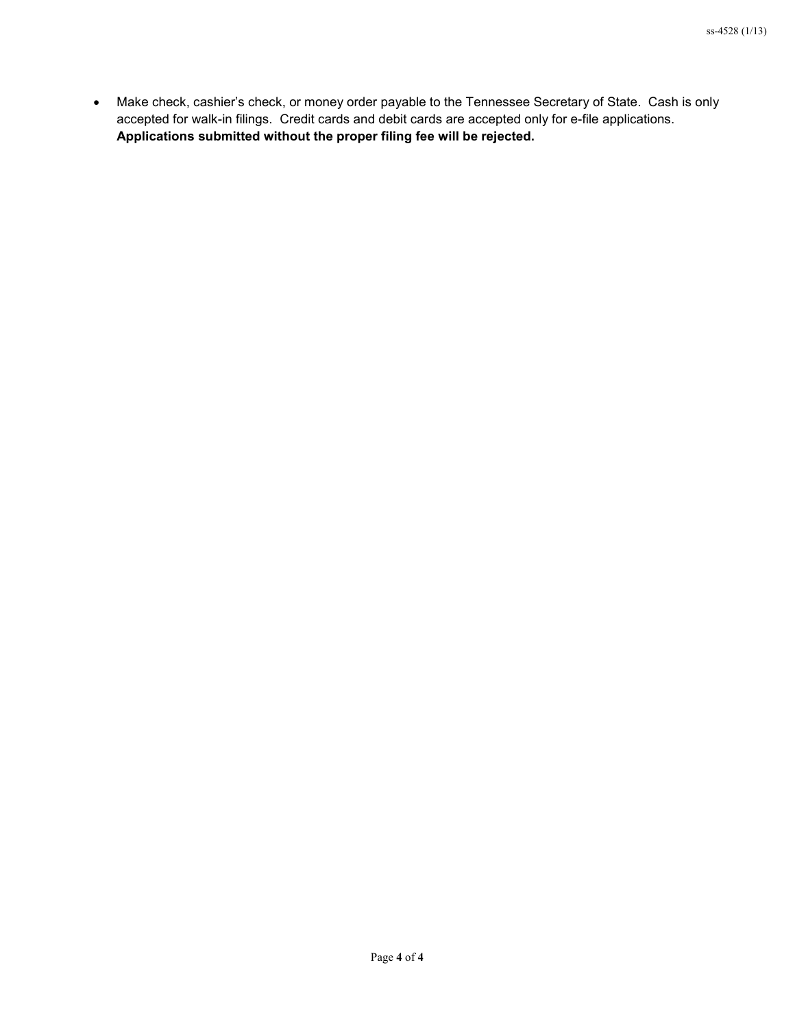- Make check, cashier's check, or money order payable to the Tennessee Secretary of State. Cash is only accepted for walk-in filings. Credit cards and debit cards are accepted only for e-file applications. **Applications submitted without the proper filing fee will be rejected.**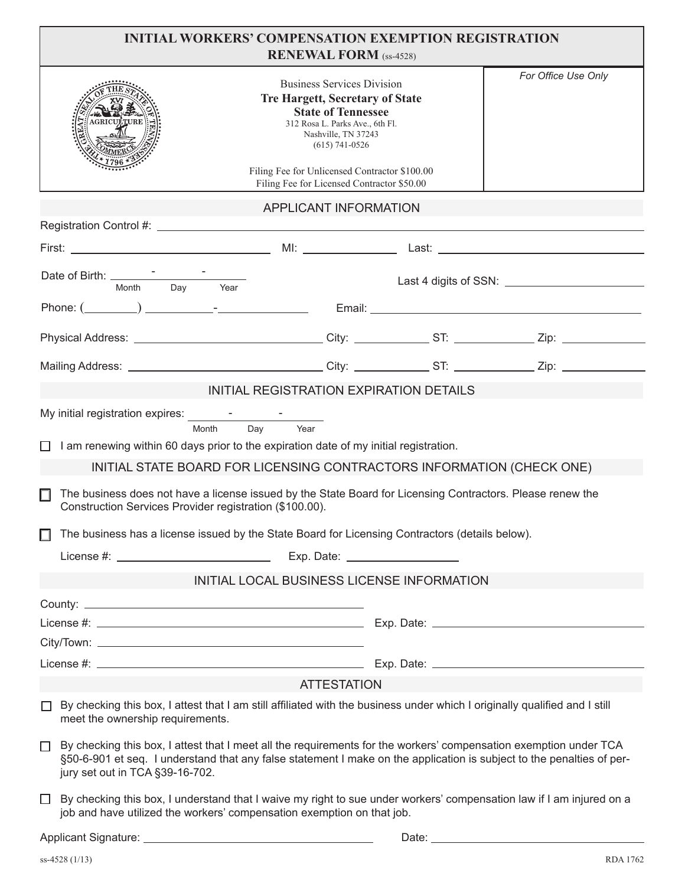# INITIAL WORKERS' COMPENSATION EXEMPTION REGISTRATION RENEWAL FORM (ss-4528)

Business Services Division
**Tre Hargett, Secretary of State**
**State of Tennessee**
312 Rosa L. Parks Ave., 6th Fl.
Nashville, TN 37243
(615) 741-0526

Filing Fee for Unlicensed Contractor $100.00
Filing Fee for Licensed Contractor $50.00

*For Office Use Only*

## APPLICANT INFORMATION

Registration Control #: ____________________

First: ____________________ MI: __________ Last: ____________________

Date of Birth: ______ - ______ - ______ (Month Day Year)

Last 4 digits of SSN: ____________________

Phone: (________) __________-__________ Email: ____________________

Physical Address: ____________________ City: __________ ST: __________ Zip: __________

Mailing Address: ____________________ City: __________ ST: __________ Zip: __________

## INITIAL REGISTRATION EXPIRATION DETAILS

My initial registration expires: ______ - ______ - ______ (Month Day Year)

☐ I am renewing within 60 days prior to the expiration date of my initial registration.

## INITIAL STATE BOARD FOR LICENSING CONTRACTORS INFORMATION (CHECK ONE)

☐ The business does not have a license issued by the State Board for Licensing Contractors. Please renew the Construction Services Provider registration ($100.00).

☐ The business has a license issued by the State Board for Licensing Contractors (details below).

License #: ____________________ Exp. Date: ____________________

## INITIAL LOCAL BUSINESS LICENSE INFORMATION

County: ____________________

License #: ____________________ Exp. Date: ____________________

City/Town: ____________________

License #: ____________________ Exp. Date: ____________________

## ATTESTATION

☐ By checking this box, I attest that I am still affiliated with the business under which I originally qualified and I still meet the ownership requirements.

☐ By checking this box, I attest that I meet all the requirements for the workers' compensation exemption under TCA §50-6-901 et seq. I understand that any false statement I make on the application is subject to the penalties of perjury set out in TCA §39-16-702.

☐ By checking this box, I understand that I waive my right to sue under workers' compensation law if I am injured on a job and have utilized the workers' compensation exemption on that job.

Applicant Signature: ____________________ Date: ____________________

ss-4528 (1/13) RDA 1762